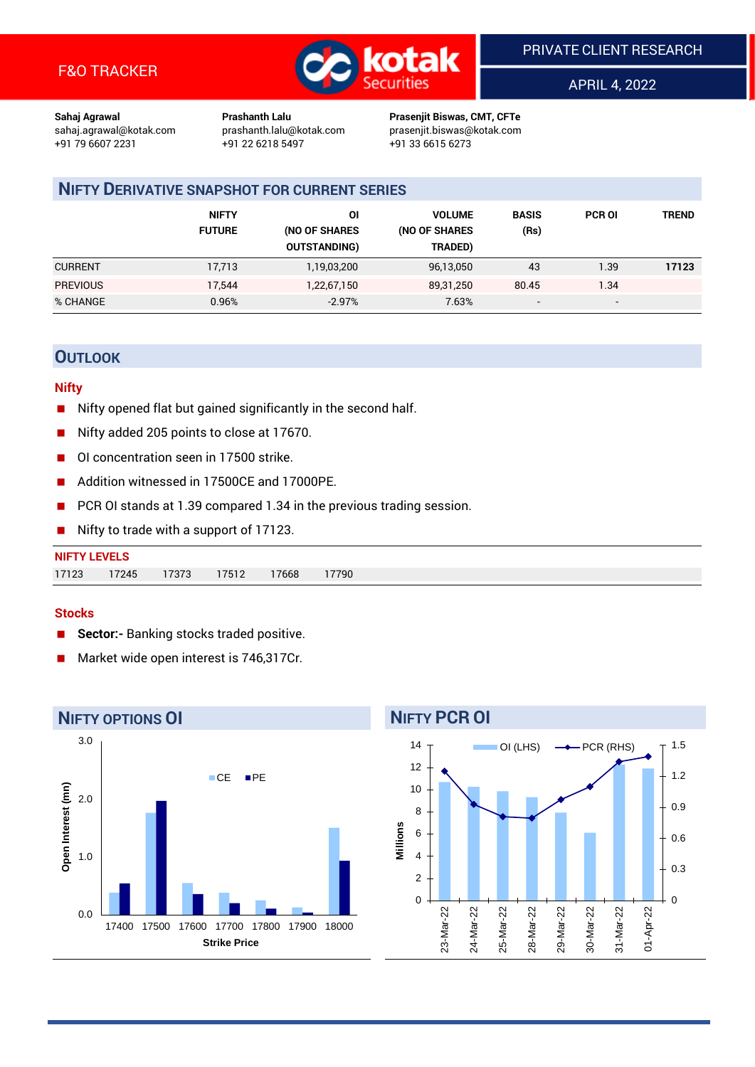F&O TRACKER

PRIVATE CLIENT RESEARCH

APRIL 4, 2022

**Sahaj Agrawal**
sahaj.agrawal@kotak.com
+91 79 6607 2231

**Prashanth Lalu**
prashanth.lalu@kotak.com
+91 22 6218 5497

**Prasenjit Biswas, CMT, CFTe**
prasenjit.biswas@kotak.com
+91 33 6615 6273

## NIFTY DERIVATIVE SNAPSHOT FOR CURRENT SERIES

| | NIFTY FUTURE | OI (NO OF SHARES OUTSTANDING) | VOLUME (NO OF SHARES TRADED) | BASIS (Rs) | PCR OI | TREND |
|---|---|---|---|---|---|---|
| CURRENT | 17,713 | 1,19,03,200 | 96,13,050 | 43 | 1.39 | **17123** |
| PREVIOUS | 17,544 | 1,22,67,150 | 89,31,250 | 80.45 | 1.34 | |
| % CHANGE | 0.96% | -2.97% | 7.63% | - | - | |

## OUTLOOK

### Nifty

- Nifty opened flat but gained significantly in the second half.
- Nifty added 205 points to close at 17670.
- OI concentration seen in 17500 strike.
- Addition witnessed in 17500CE and 17000PE.
- PCR OI stands at 1.39 compared 1.34 in the previous trading session.
- Nifty to trade with a support of 17123.

**NIFTY LEVELS**

| 17123 | 17245 | 17373 | 17512 | 17668 | 17790 |
|---|---|---|---|---|---|

### Stocks

- **Sector:-** Banking stocks traded positive.
- Market wide open interest is 746,317Cr.

## NIFTY OPTIONS OI

## NIFTY PCR OI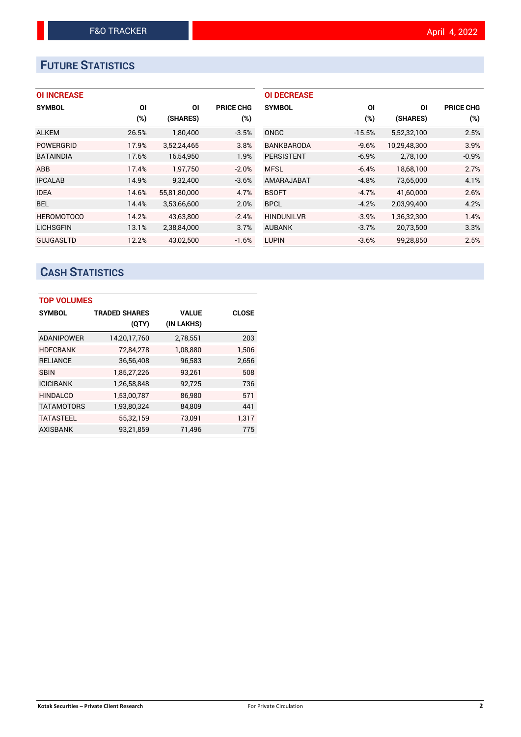# FUTURE STATISTICS

### OI INCREASE

| SYMBOL | OI (%) | OI (SHARES) | PRICE CHG (%) |
|---|---|---|---|
| ALKEM | 26.5% | 1,80,400 | -3.5% |
| POWERGRID | 17.9% | 3,52,24,465 | 3.8% |
| BATAINDIA | 17.6% | 16,54,950 | 1.9% |
| ABB | 17.4% | 1,97,750 | -2.0% |
| IPCALAB | 14.9% | 9,32,400 | -3.6% |
| IDEA | 14.6% | 55,81,80,000 | 4.7% |
| BEL | 14.4% | 3,53,66,600 | 2.0% |
| HEROMOTOCO | 14.2% | 43,63,800 | -2.4% |
| LICHSGFIN | 13.1% | 2,38,84,000 | 3.7% |
| GUJGASLTD | 12.2% | 43,02,500 | -1.6% |

### OI DECREASE

| SYMBOL | OI (%) | OI (SHARES) | PRICE CHG (%) |
|---|---|---|---|
| ONGC | -15.5% | 5,52,32,100 | 2.5% |
| BANKBARODA | -9.6% | 10,29,48,300 | 3.9% |
| PERSISTENT | -6.9% | 2,78,100 | -0.9% |
| MFSL | -6.4% | 18,68,100 | 2.7% |
| AMARAJABAT | -4.8% | 73,65,000 | 4.1% |
| BSOFT | -4.7% | 41,60,000 | 2.6% |
| BPCL | -4.2% | 2,03,99,400 | 4.2% |
| HINDUNILVR | -3.9% | 1,36,32,300 | 1.4% |
| AUBANK | -3.7% | 20,73,500 | 3.3% |
| LUPIN | -3.6% | 99,28,850 | 2.5% |

# CASH STATISTICS

### TOP VOLUMES

| SYMBOL | TRADED SHARES (QTY) | VALUE (IN LAKHS) | CLOSE |
|---|---|---|---|
| ADANIPOWER | 14,20,17,760 | 2,78,551 | 203 |
| HDFCBANK | 72,84,278 | 1,08,880 | 1,506 |
| RELIANCE | 36,56,408 | 96,583 | 2,656 |
| SBIN | 1,85,27,226 | 93,261 | 508 |
| ICICIBANK | 1,26,58,848 | 92,725 | 736 |
| HINDALCO | 1,53,00,787 | 86,980 | 571 |
| TATAMOTORS | 1,93,80,324 | 84,809 | 441 |
| TATASTEEL | 55,32,159 | 73,091 | 1,317 |
| AXISBANK | 93,21,859 | 71,496 | 775 |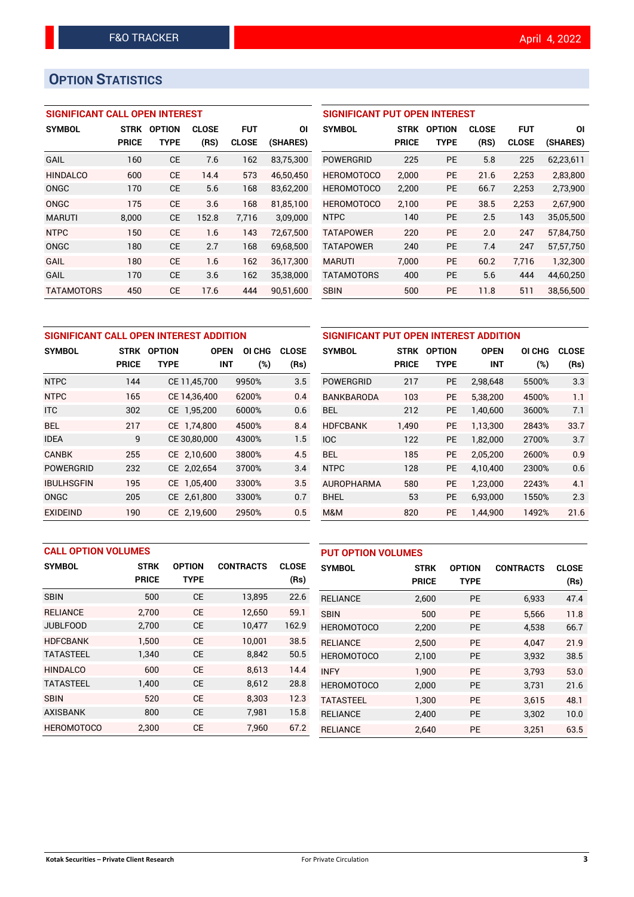F&O TRACKER

April 4, 2022

## Option Statistics

### SIGNIFICANT CALL OPEN INTEREST

| SYMBOL | STRK PRICE | OPTION TYPE | CLOSE (RS) | FUT CLOSE | OI (SHARES) |
|---|---|---|---|---|---|
| GAIL | 160 | CE | 7.6 | 162 | 83,75,300 |
| HINDALCO | 600 | CE | 14.4 | 573 | 46,50,450 |
| ONGC | 170 | CE | 5.6 | 168 | 83,62,200 |
| ONGC | 175 | CE | 3.6 | 168 | 81,85,100 |
| MARUTI | 8,000 | CE | 152.8 | 7,716 | 3,09,000 |
| NTPC | 150 | CE | 1.6 | 143 | 72,67,500 |
| ONGC | 180 | CE | 2.7 | 168 | 69,68,500 |
| GAIL | 180 | CE | 1.6 | 162 | 36,17,300 |
| GAIL | 170 | CE | 3.6 | 162 | 35,38,000 |
| TATAMOTORS | 450 | CE | 17.6 | 444 | 90,51,600 |

### SIGNIFICANT PUT OPEN INTEREST

| SYMBOL | STRK PRICE | OPTION TYPE | CLOSE (RS) | FUT CLOSE | OI (SHARES) |
|---|---|---|---|---|---|
| POWERGRID | 225 | PE | 5.8 | 225 | 62,23,611 |
| HEROMOTOCO | 2,000 | PE | 21.6 | 2,253 | 2,83,800 |
| HEROMOTOCO | 2,200 | PE | 66.7 | 2,253 | 2,73,900 |
| HEROMOTOCO | 2,100 | PE | 38.5 | 2,253 | 2,67,900 |
| NTPC | 140 | PE | 2.5 | 143 | 35,05,500 |
| TATAPOWER | 220 | PE | 2.0 | 247 | 57,84,750 |
| TATAPOWER | 240 | PE | 7.4 | 247 | 57,57,750 |
| MARUTI | 7,000 | PE | 60.2 | 7,716 | 1,32,300 |
| TATAMOTORS | 400 | PE | 5.6 | 444 | 44,60,250 |
| SBIN | 500 | PE | 11.8 | 511 | 38,56,500 |

### SIGNIFICANT CALL OPEN INTEREST ADDITION

| SYMBOL | STRK PRICE | OPTION TYPE | OPEN INT | OI CHG (%) | CLOSE (Rs) |
|---|---|---|---|---|---|
| NTPC | 144 | CE | 11,45,700 | 9950% | 3.5 |
| NTPC | 165 | CE | 14,36,400 | 6200% | 0.4 |
| ITC | 302 | CE | 1,95,200 | 6000% | 0.6 |
| BEL | 217 | CE | 1,74,800 | 4500% | 8.4 |
| IDEA | 9 | CE | 30,80,000 | 4300% | 1.5 |
| CANBK | 255 | CE | 2,10,600 | 3800% | 4.5 |
| POWERGRID | 232 | CE | 2,02,654 | 3700% | 3.4 |
| IBULHSGFIN | 195 | CE | 1,05,400 | 3300% | 3.5 |
| ONGC | 205 | CE | 2,61,800 | 3300% | 0.7 |
| EXIDEIND | 190 | CE | 2,19,600 | 2950% | 0.5 |

### SIGNIFICANT PUT OPEN INTEREST ADDITION

| SYMBOL | STRK PRICE | OPTION TYPE | OPEN INT | OI CHG (%) | CLOSE (Rs) |
|---|---|---|---|---|---|
| POWERGRID | 217 | PE | 2,98,648 | 5500% | 3.3 |
| BANKBARODA | 103 | PE | 5,38,200 | 4500% | 1.1 |
| BEL | 212 | PE | 1,40,600 | 3600% | 7.1 |
| HDFCBANK | 1,490 | PE | 1,13,300 | 2843% | 33.7 |
| IOC | 122 | PE | 1,82,000 | 2700% | 3.7 |
| BEL | 185 | PE | 2,05,200 | 2600% | 0.9 |
| NTPC | 128 | PE | 4,10,400 | 2300% | 0.6 |
| AUROPHARMA | 580 | PE | 1,23,000 | 2243% | 4.1 |
| BHEL | 53 | PE | 6,93,000 | 1550% | 2.3 |
| M&M | 820 | PE | 1,44,900 | 1492% | 21.6 |

### CALL OPTION VOLUMES

| SYMBOL | STRK PRICE | OPTION TYPE | CONTRACTS | CLOSE (Rs) |
|---|---|---|---|---|
| SBIN | 500 | CE | 13,895 | 22.6 |
| RELIANCE | 2,700 | CE | 12,650 | 59.1 |
| JUBLFOOD | 2,700 | CE | 10,477 | 162.9 |
| HDFCBANK | 1,500 | CE | 10,001 | 38.5 |
| TATASTEEL | 1,340 | CE | 8,842 | 50.5 |
| HINDALCO | 600 | CE | 8,613 | 14.4 |
| TATASTEEL | 1,400 | CE | 8,612 | 28.8 |
| SBIN | 520 | CE | 8,303 | 12.3 |
| AXISBANK | 800 | CE | 7,981 | 15.8 |
| HEROMOTOCO | 2,300 | CE | 7,960 | 67.2 |

### PUT OPTION VOLUMES

| SYMBOL | STRK PRICE | OPTION TYPE | CONTRACTS | CLOSE (Rs) |
|---|---|---|---|---|
| RELIANCE | 2,600 | PE | 6,933 | 47.4 |
| SBIN | 500 | PE | 5,566 | 11.8 |
| HEROMOTOCO | 2,200 | PE | 4,538 | 66.7 |
| RELIANCE | 2,500 | PE | 4,047 | 21.9 |
| HEROMOTOCO | 2,100 | PE | 3,932 | 38.5 |
| INFY | 1,900 | PE | 3,793 | 53.0 |
| HEROMOTOCO | 2,000 | PE | 3,731 | 21.6 |
| TATASTEEL | 1,300 | PE | 3,615 | 48.1 |
| RELIANCE | 2,400 | PE | 3,302 | 10.0 |
| RELIANCE | 2,640 | PE | 3,251 | 63.5 |

Kotak Securities – Private Client Research    For Private Circulation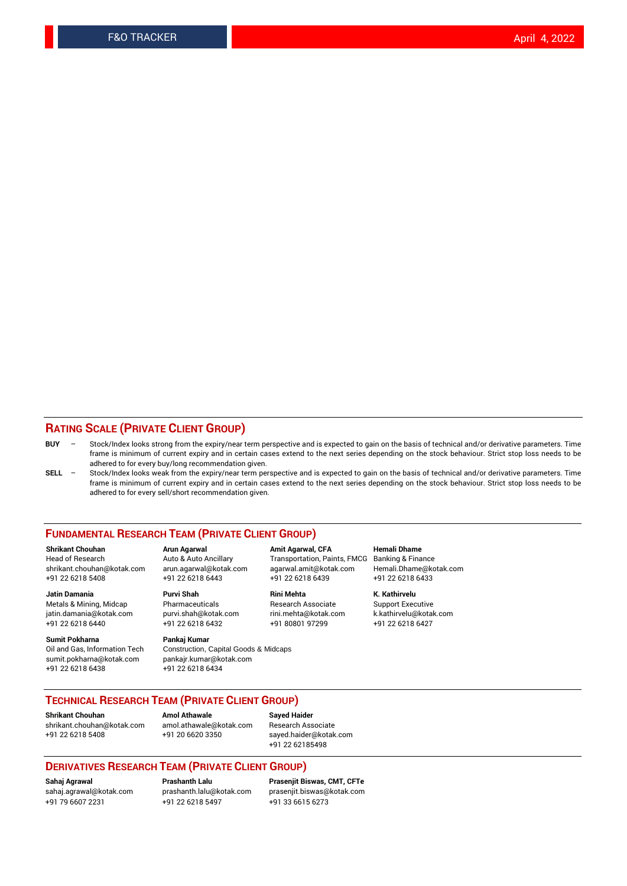## RATING SCALE (PRIVATE CLIENT GROUP)

**BUY** – Stock/Index looks strong from the expiry/near term perspective and is expected to gain on the basis of technical and/or derivative parameters. Time frame is minimum of current expiry and in certain cases extend to the next series depending on the stock behaviour. Strict stop loss needs to be adhered to for every buy/long recommendation given.

**SELL** – Stock/Index looks weak from the expiry/near term perspective and is expected to gain on the basis of technical and/or derivative parameters. Time frame is minimum of current expiry and in certain cases extend to the next series depending on the stock behaviour. Strict stop loss needs to be adhered to for every sell/short recommendation given.

## FUNDAMENTAL RESEARCH TEAM (PRIVATE CLIENT GROUP)

**Shrikant Chouhan**
Head of Research
shrikant.chouhan@kotak.com
+91 22 6218 5408

**Arun Agarwal**
Auto & Auto Ancillary
arun.agarwal@kotak.com
+91 22 6218 6443

**Amit Agarwal, CFA**
Transportation, Paints, FMCG
agarwal.amit@kotak.com
+91 22 6218 6439

**Hemali Dhame**
Banking & Finance
Hemali.Dhame@kotak.com
+91 22 6218 6433

**Jatin Damania**
Metals & Mining, Midcap
jatin.damania@kotak.com
+91 22 6218 6440

**Purvi Shah**
Pharmaceuticals
purvi.shah@kotak.com
+91 22 6218 6432

**Rini Mehta**
Research Associate
rini.mehta@kotak.com
+91 80801 97299

**K. Kathirvelu**
Support Executive
k.kathirvelu@kotak.com
+91 22 6218 6427

**Sumit Pokharna**
Oil and Gas, Information Tech
sumit.pokharna@kotak.com
+91 22 6218 6438

**Pankaj Kumar**
Construction, Capital Goods & Midcaps
pankajr.kumar@kotak.com
+91 22 6218 6434

## TECHNICAL RESEARCH TEAM (PRIVATE CLIENT GROUP)

**Shrikant Chouhan**
shrikant.chouhan@kotak.com
+91 22 6218 5408

**Amol Athawale**
amol.athawale@kotak.com
+91 20 6620 3350

**Sayed Haider**
Research Associate
sayed.haider@kotak.com
+91 22 62185498

## DERIVATIVES RESEARCH TEAM (PRIVATE CLIENT GROUP)

**Sahaj Agrawal**
sahaj.agrawal@kotak.com
+91 79 6607 2231

**Prashanth Lalu**
prashanth.lalu@kotak.com
+91 22 6218 5497

**Prasenjit Biswas, CMT, CFTe**
prasenjit.biswas@kotak.com
+91 33 6615 6273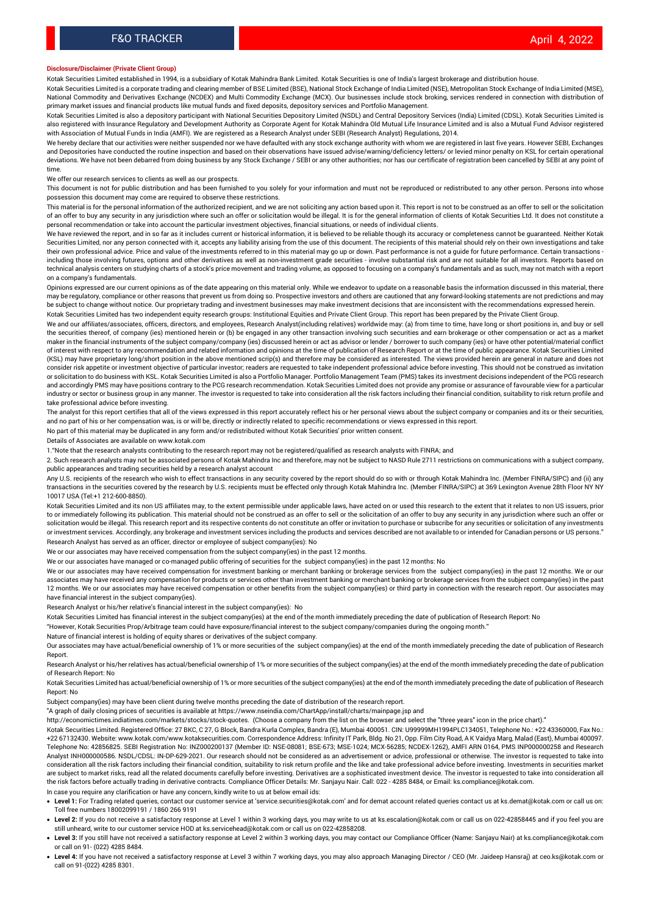**Disclosure/Disclaimer (Private Client Group)**

Kotak Securities Limited established in 1994, is a subsidiary of Kotak Mahindra Bank Limited. Kotak Securities is one of India's largest brokerage and distribution house.

Kotak Securities Limited is a corporate trading and clearing member of BSE Limited (BSE), National Stock Exchange of India Limited (NSE), Metropolitan Stock Exchange of India Limited (MSE), National Commodity and Derivatives Exchange (NCDEX) and Multi Commodity Exchange (MCX). Our businesses include stock broking, services rendered in connection with distribution of primary market issues and financial products like mutual funds and fixed deposits, depository services and Portfolio Management.

Kotak Securities Limited is also a depository participant with National Securities Depository Limited (NSDL) and Central Depository Services (India) Limited (CDSL). Kotak Securities Limited is also registered with Insurance Regulatory and Development Authority as Corporate Agent for Kotak Mahindra Old Mutual Life Insurance Limited and is also a Mutual Fund Advisor registered with Association of Mutual Funds in India (AMFI). We are registered as a Research Analyst under SEBI (Research Analyst) Regulations, 2014.

We hereby declare that our activities were neither suspended nor we have defaulted with any stock exchange authority with whom we are registered in last five years. However SEBI, Exchanges and Depositories have conducted the routine inspection and based on their observations have issued advise/warning/deficiency letters/ or levied minor penalty on KSL for certain operational deviations. We have not been debarred from doing business by any Stock Exchange / SEBI or any other authorities; nor has our certificate of registration been cancelled by SEBI at any point of time.

We offer our research services to clients as well as our prospects.

This document is not for public distribution and has been furnished to you solely for your information and must not be reproduced or redistributed to any other person. Persons into whose possession this document may come are required to observe these restrictions.

This material is for the personal information of the authorized recipient, and we are not soliciting any action based upon it. This report is not to be construed as an offer to sell or the solicitation of an offer to buy any security in any jurisdiction where such an offer or solicitation would be illegal. It is for the general information of clients of Kotak Securities Ltd. It does not constitute a personal recommendation or take into account the particular investment objectives, financial situations, or needs of individual clients.

We have reviewed the report, and in so far as it includes current or historical information, it is believed to be reliable though its accuracy or completeness cannot be guaranteed. Neither Kotak Securities Limited, nor any person connected with it, accepts any liability arising from the use of this document. The recipients of this material should rely on their own investigations and take their own professional advice. Price and value of the investments referred to in this material may go up or down. Past performance is not a guide for future performance. Certain transactions - including those involving futures, options and other derivatives as well as non-investment grade securities - involve substantial risk and are not suitable for all investors. Reports based on technical analysis centers on studying charts of a stock's price movement and trading volume, as opposed to focusing on a company's fundamentals and as such, may not match with a report on a company's fundamentals.

Opinions expressed are our current opinions as of the date appearing on this material only. While we endeavor to update on a reasonable basis the information discussed in this material, there may be regulatory, compliance or other reasons that prevent us from doing so. Prospective investors and others are cautioned that any forward-looking statements are not predictions and may be subject to change without notice. Our proprietary trading and investment businesses may make investment decisions that are inconsistent with the recommendations expressed herein.

Kotak Securities Limited has two independent equity research groups: Institutional Equities and Private Client Group. This report has been prepared by the Private Client Group.

We and our affiliates/associates, officers, directors, and employees, Research Analyst(including relatives) worldwide may: (a) from time to time, have long or short positions in, and buy or sell the securities thereof, of company (ies) mentioned herein or (b) be engaged in any other transaction involving such securities and earn brokerage or other compensation or act as a market maker in the financial instruments of the subject company/company (ies) discussed herein or act as advisor or lender / borrower to such company (ies) or have other potential/material conflict of interest with respect to any recommendation and related information and opinions at the time of publication of Research Report or at the time of public appearance. Kotak Securities Limited (KSL) may have proprietary long/short position in the above mentioned scrip(s) and therefore may be considered as interested. The views provided herein are general in nature and does not consider risk appetite or investment objective of particular investor; readers are requested to take independent professional advice before investing. This should not be construed as invitation or solicitation to do business with KSL. Kotak Securities Limited is also a Portfolio Manager. Portfolio Management Team (PMS) takes its investment decisions independent of the PCG research and accordingly PMS may have positions contrary to the PCG research recommendation. Kotak Securities Limited does not provide any promise or assurance of favourable view for a particular industry or sector or business group in any manner. The investor is requested to take into consideration all the risk factors including their financial condition, suitability to risk return profile and take professional advice before investing.

The analyst for this report certifies that all of the views expressed in this report accurately reflect his or her personal views about the subject company or companies and its or their securities, and no part of his or her compensation was, is or will be, directly or indirectly related to specific recommendations or views expressed in this report.

No part of this material may be duplicated in any form and/or redistributed without Kotak Securities' prior written consent.

Details of Associates are available on www.kotak.com

1."Note that the research analysts contributing to the research report may not be registered/qualified as research analysts with FINRA; and

2. Such research analysts may not be associated persons of Kotak Mahindra Inc and therefore, may not be subject to NASD Rule 2711 restrictions on communications with a subject company, public appearances and trading securities held by a research analyst account

Any U.S. recipients of the research who wish to effect transactions in any security covered by the report should do so with or through Kotak Mahindra Inc. (Member FINRA/SIPC) and (ii) any transactions in the securities covered by the research by U.S. recipients must be effected only through Kotak Mahindra Inc. (Member FINRA/SIPC) at 369 Lexington Avenue 28th Floor NY NY 10017 USA (Tel:+1 212-600-8850).

Kotak Securities Limited and its non US affiliates may, to the extent permissible under applicable laws, have acted on or used this research to the extent that it relates to non US issuers, prior to or immediately following its publication. This material should not be construed as an offer to sell or the solicitation of an offer to buy any security in any jurisdiction where such an offer or solicitation would be illegal. This research report and its respective contents do not constitute an offer or invitation to purchase or subscribe for any securities or solicitation of any investments or investment services. Accordingly, any brokerage and investment services including the products and services described are not available to or intended for Canadian persons or US persons."

Research Analyst has served as an officer, director or employee of subject company(ies): No

We or our associates may have received compensation from the subject company(ies) in the past 12 months.

We or our associates have managed or co-managed public offering of securities for the subject company(ies) in the past 12 months: No

We or our associates may have received compensation for investment banking or merchant banking or brokerage services from the subject company(ies) in the past 12 months. We or our associates may have received any compensation for products or services other than investment banking or merchant banking or brokerage services from the subject company(ies) in the past 12 months. We or our associates may have received compensation or other benefits from the subject company(ies) or third party in connection with the research report. Our associates may have financial interest in the subject company(ies).

Research Analyst or his/her relative's financial interest in the subject company(ies): No

Kotak Securities Limited has financial interest in the subject company(ies) at the end of the month immediately preceding the date of publication of Research Report: No

"However, Kotak Securities Prop/Arbitrage team could have exposure/financial interest to the subject company/companies during the ongoing month."

Nature of financial interest is holding of equity shares or derivatives of the subject company.

Our associates may have actual/beneficial ownership of 1% or more securities of the subject company(ies) at the end of the month immediately preceding the date of publication of Research Report.

Research Analyst or his/her relatives has actual/beneficial ownership of 1% or more securities of the subject company(ies) at the end of the month immediately preceding the date of publication of Research Report: No

Kotak Securities Limited has actual/beneficial ownership of 1% or more securities of the subject company(ies) at the end of the month immediately preceding the date of publication of Research Report: No

Subject company(ies) may have been client during twelve months preceding the date of distribution of the research report.

"A graph of daily closing prices of securities is available at https://www.nseindia.com/ChartApp/install/charts/mainpage.jsp and

http://economictimes.indiatimes.com/markets/stocks/stock-quotes. (Choose a company from the list on the browser and select the "three years" icon in the price chart)."

Kotak Securities Limited. Registered Office: 27 BKC, C 27, G Block, Bandra Kurla Complex, Bandra (E), Mumbai 400051. CIN: U99999MH1994PLC134051, Telephone No.: +22 43360000, Fax No.: +22 67132430. Website: www.kotak.com/www.kotaksecurities.com. Correspondence Address: Infinity IT Park, Bldg. No 21, Opp. Film City Road, A K Vaidya Marg, Malad (East), Mumbai 400097. Telephone No: 42856825. SEBI Registration No: INZ000200137 (Member ID: NSE-08081; BSE-673; MSE-1024; MCX-56285; NCDEX-1262), AMFI ARN 0164, PMS INP000000258 and Research Analyst INH000000586. NSDL/CDSL: IN-DP-629-2021. Our research should not be considered as an advertisement or advice, professional or otherwise. The investor is requested to take into consideration all the risk factors including their financial condition, suitability to risk return profile and the like and take professional advice before investing. Investments in securities market are subject to market risks, read all the related documents carefully before investing. Derivatives are a sophisticated investment device. The investor is requested to take into consideration all the risk factors before actually trading in derivative contracts. Compliance Officer Details: Mr. Sanjayu Nair. Call: 022 - 4285 8484, or Email: ks.compliance@kotak.com.

In case you require any clarification or have any concern, kindly write to us at below email ids:

- **Level 1:** For Trading related queries, contact our customer service at 'service.securities@kotak.com' and for demat account related queries contact us at ks.demat@kotak.com or call us on: Toll free numbers 18002099191 / 1860 266 9191
- **Level 2:** If you do not receive a satisfactory response at Level 1 within 3 working days, you may write to us at ks.escalation@kotak.com or call us on 022-42858445 and if you feel you are still unheard, write to our customer service HOD at ks.servicehead@kotak.com or call us on 022-42858208.
- **Level 3:** If you still have not received a satisfactory response at Level 2 within 3 working days, you may contact our Compliance Officer (Name: Sanjayu Nair) at ks.compliance@kotak.com or call on 91- (022) 4285 8484.
- **Level 4:** If you have not received a satisfactory response at Level 3 within 7 working days, you may also approach Managing Director / CEO (Mr. Jaideep Hansraj) at ceo.ks@kotak.com or call on 91-(022) 4285 8301.